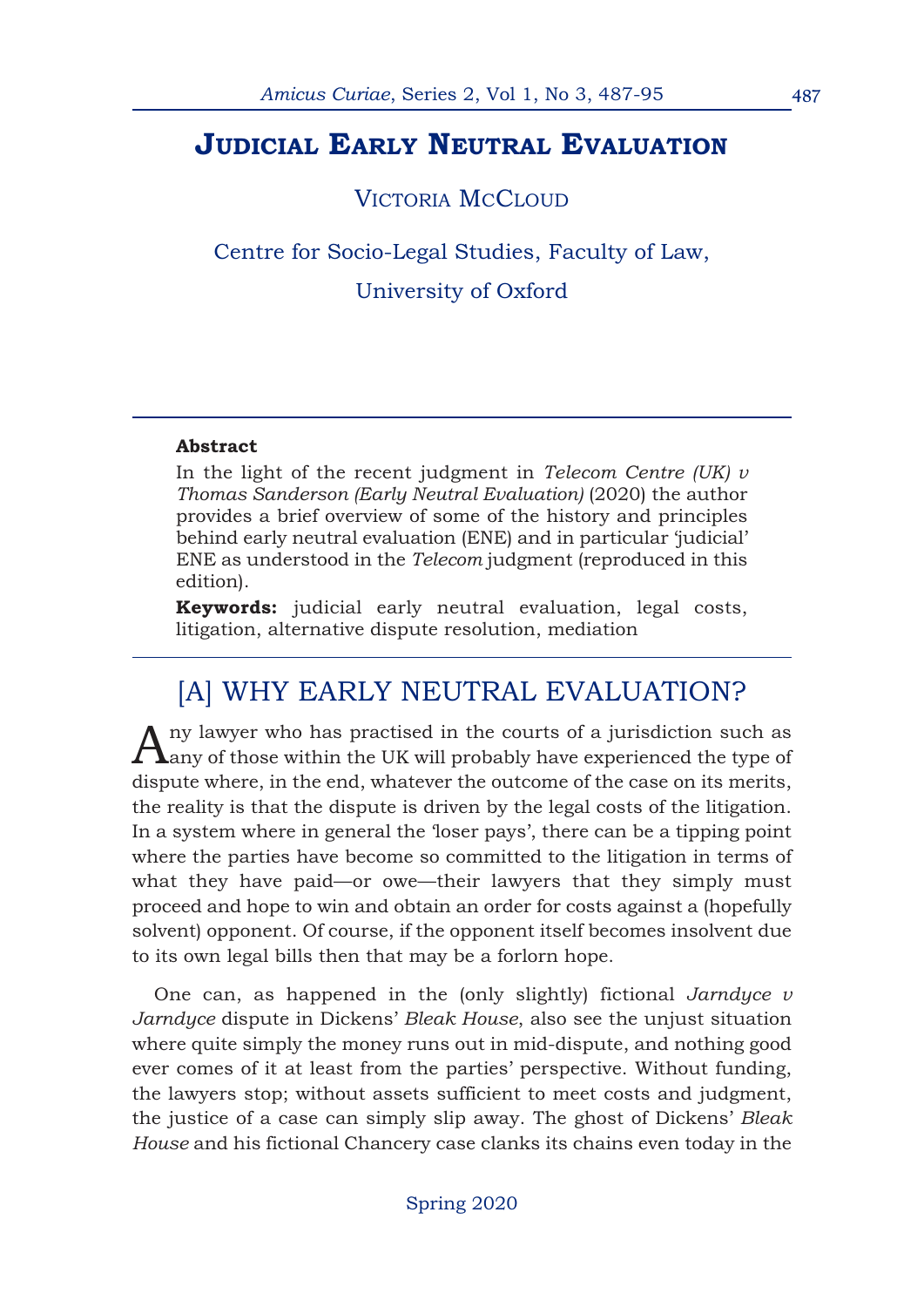# Judicial Early Neutral Evaluation

Victoria McCloud

Centre for Socio-Legal Studies, Faculty of Law, University of Oxford

**Abstract**

In the light of the recent judgment in *Telecom Centre (UK) v Thomas Sanderson (Early Neutral Evaluation)* (2020) the author provides a brief overview of some of the history and principles behind early neutral evaluation (ENE) and in particular 'judicial' ENE as understood in the *Telecom* judgment (reproduced in this edition).

**Keywords:** judicial early neutral evaluation, legal costs, litigation, alternative dispute resolution, mediation

## [A] WHY EARLY NEUTRAL EVALUATION?

Any lawyer who has practised in the courts of a jurisdiction such as any of those within the UK will probably have experienced the type of dispute where, in the end, whatever the outcome of the case on its merits, the reality is that the dispute is driven by the legal costs of the litigation. In a system where in general the 'loser pays', there can be a tipping point where the parties have become so committed to the litigation in terms of what they have paid—or owe—their lawyers that they simply must proceed and hope to win and obtain an order for costs against a (hopefully solvent) opponent. Of course, if the opponent itself becomes insolvent due to its own legal bills then that may be a forlorn hope.

One can, as happened in the (only slightly) fictional *Jarndyce v Jarndyce* dispute in Dickens' *Bleak House*, also see the unjust situation where quite simply the money runs out in mid-dispute, and nothing good ever comes of it at least from the parties' perspective. Without funding, the lawyers stop; without assets sufficient to meet costs and judgment, the justice of a case can simply slip away. The ghost of Dickens' *Bleak House* and his fictional Chancery case clanks its chains even today in the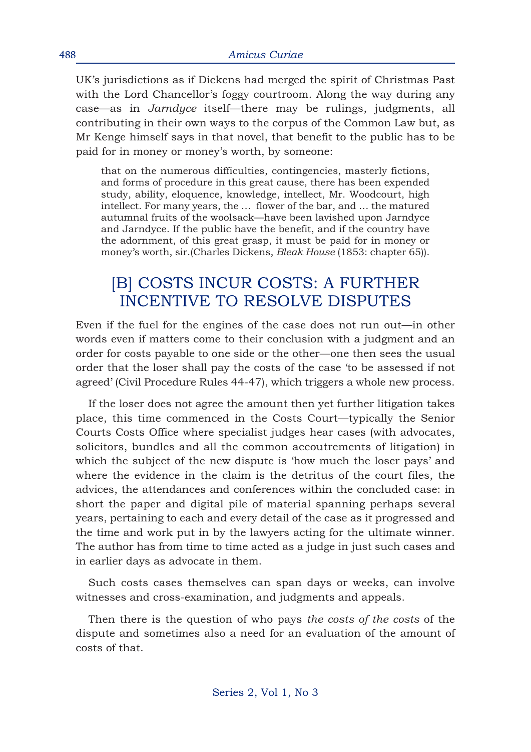UK's jurisdictions as if Dickens had merged the spirit of Christmas Past with the Lord Chancellor's foggy courtroom. Along the way during any case—as in *Jarndyce* itself—there may be rulings, judgments, all contributing in their own ways to the corpus of the Common Law but, as Mr Kenge himself says in that novel, that benefit to the public has to be paid for in money or money's worth, by someone:

> that on the numerous difficulties, contingencies, masterly fictions, and forms of procedure in this great cause, there has been expended study, ability, eloquence, knowledge, intellect, Mr. Woodcourt, high intellect. For many years, the … flower of the bar, and … the matured autumnal fruits of the woolsack—have been lavished upon Jarndyce and Jarndyce. If the public have the benefit, and if the country have the adornment, of this great grasp, it must be paid for in money or money's worth, sir.(Charles Dickens, *Bleak House* (1853: chapter 65)).

## [B] COSTS INCUR COSTS: A FURTHER INCENTIVE TO RESOLVE DISPUTES

Even if the fuel for the engines of the case does not run out—in other words even if matters come to their conclusion with a judgment and an order for costs payable to one side or the other—one then sees the usual order that the loser shall pay the costs of the case 'to be assessed if not agreed' (Civil Procedure Rules 44-47), which triggers a whole new process.

If the loser does not agree the amount then yet further litigation takes place, this time commenced in the Costs Court—typically the Senior Courts Costs Office where specialist judges hear cases (with advocates, solicitors, bundles and all the common accoutrements of litigation) in which the subject of the new dispute is 'how much the loser pays' and where the evidence in the claim is the detritus of the court files, the advices, the attendances and conferences within the concluded case: in short the paper and digital pile of material spanning perhaps several years, pertaining to each and every detail of the case as it progressed and the time and work put in by the lawyers acting for the ultimate winner. The author has from time to time acted as a judge in just such cases and in earlier days as advocate in them.

Such costs cases themselves can span days or weeks, can involve witnesses and cross-examination, and judgments and appeals.

Then there is the question of who pays *the costs of the costs* of the dispute and sometimes also a need for an evaluation of the amount of costs of that.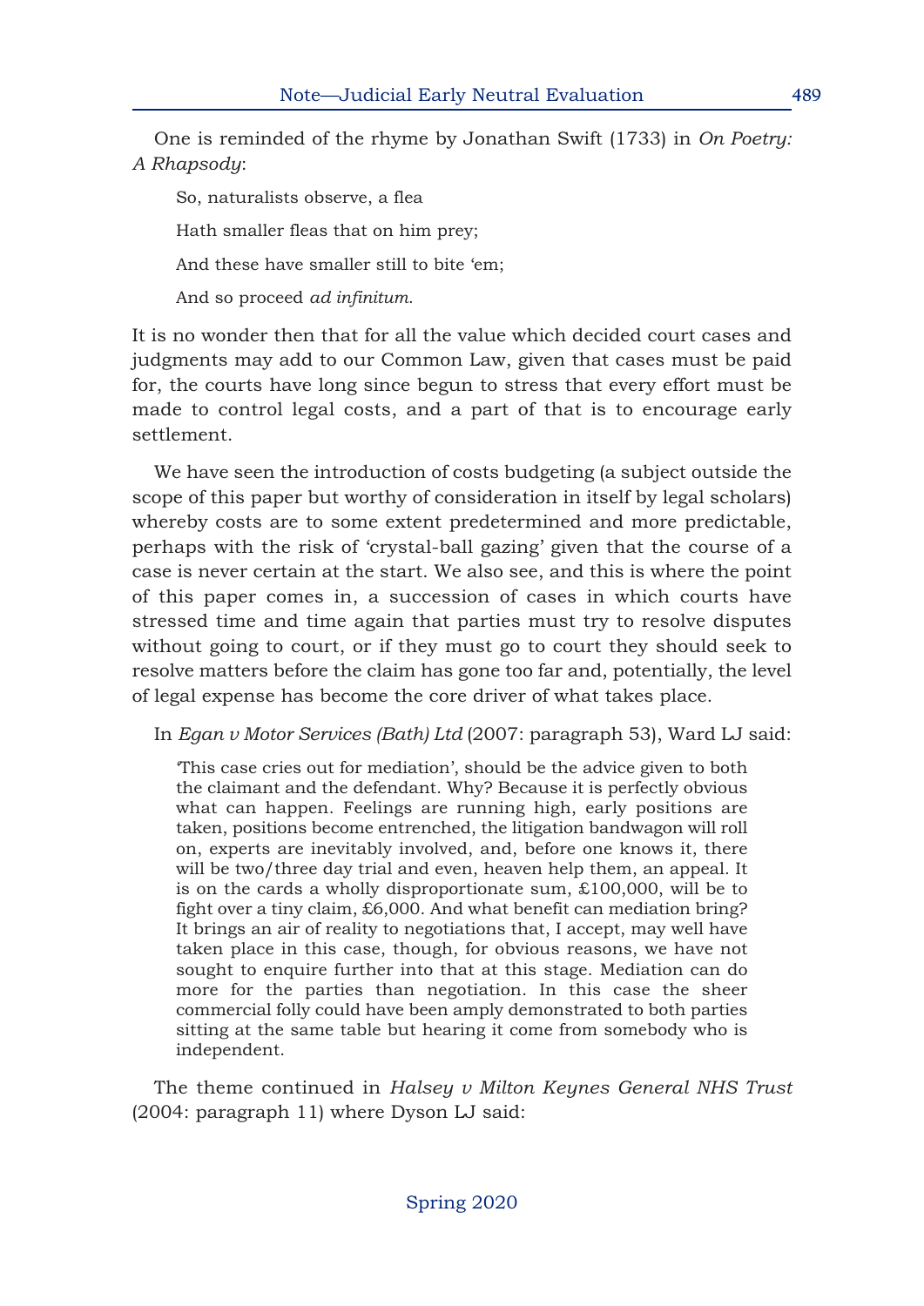One is reminded of the rhyme by Jonathan Swift (1733) in *On Poetry: A Rhapsody*:

> So, naturalists observe, a flea
>
> Hath smaller fleas that on him prey;
>
> And these have smaller still to bite 'em;
>
> And so proceed *ad infinitum.*

It is no wonder then that for all the value which decided court cases and judgments may add to our Common Law, given that cases must be paid for, the courts have long since begun to stress that every effort must be made to control legal costs, and a part of that is to encourage early settlement.

We have seen the introduction of costs budgeting (a subject outside the scope of this paper but worthy of consideration in itself by legal scholars) whereby costs are to some extent predetermined and more predictable, perhaps with the risk of 'crystal-ball gazing' given that the course of a case is never certain at the start. We also see, and this is where the point of this paper comes in, a succession of cases in which courts have stressed time and time again that parties must try to resolve disputes without going to court, or if they must go to court they should seek to resolve matters before the claim has gone too far and, potentially, the level of legal expense has become the core driver of what takes place.

In *Egan v Motor Services (Bath) Ltd* (2007: paragraph 53), Ward LJ said:

> 'This case cries out for mediation', should be the advice given to both the claimant and the defendant. Why? Because it is perfectly obvious what can happen. Feelings are running high, early positions are taken, positions become entrenched, the litigation bandwagon will roll on, experts are inevitably involved, and, before one knows it, there will be two/three day trial and even, heaven help them, an appeal. It is on the cards a wholly disproportionate sum, £100,000, will be to fight over a tiny claim, £6,000. And what benefit can mediation bring? It brings an air of reality to negotiations that, I accept, may well have taken place in this case, though, for obvious reasons, we have not sought to enquire further into that at this stage. Mediation can do more for the parties than negotiation. In this case the sheer commercial folly could have been amply demonstrated to both parties sitting at the same table but hearing it come from somebody who is independent.

The theme continued in *Halsey v Milton Keynes General NHS Trust* (2004: paragraph 11) where Dyson LJ said: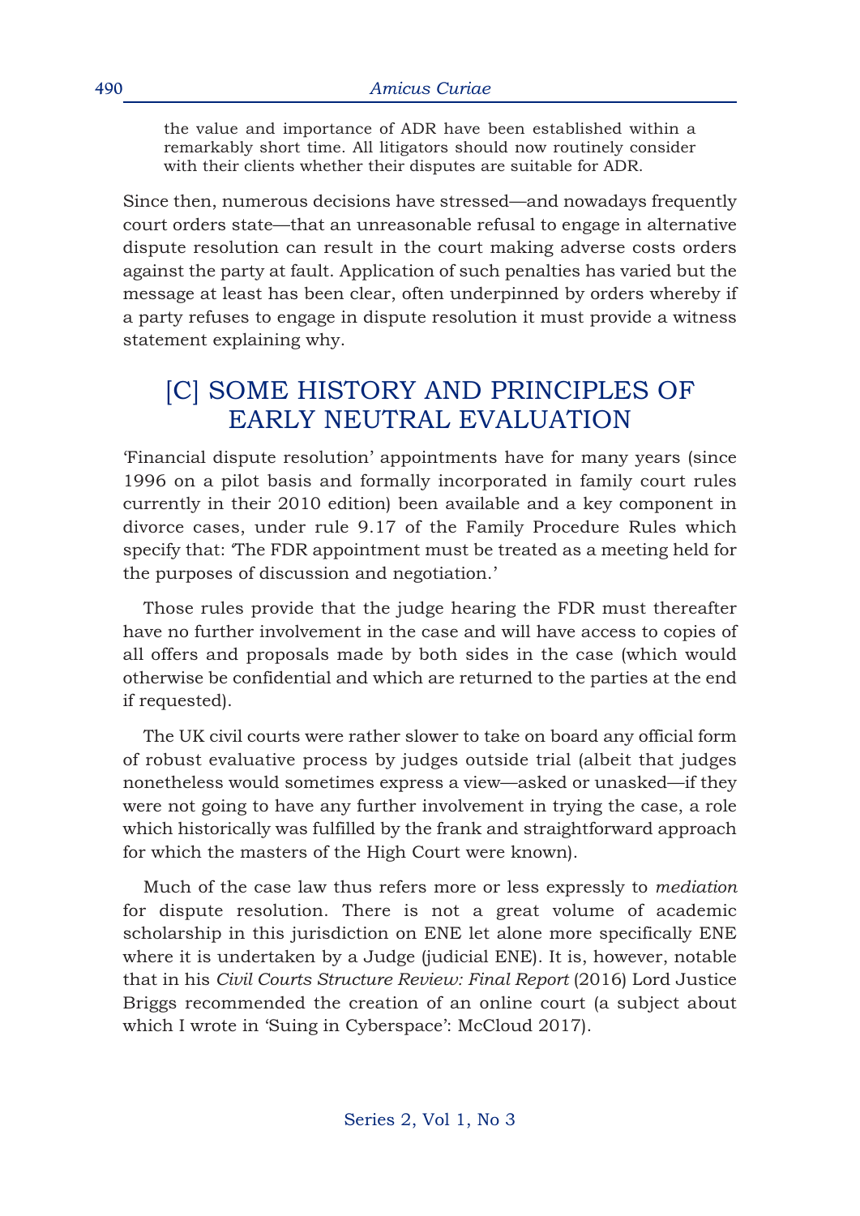> the value and importance of ADR have been established within a remarkably short time. All litigators should now routinely consider with their clients whether their disputes are suitable for ADR.

Since then, numerous decisions have stressed—and nowadays frequently court orders state—that an unreasonable refusal to engage in alternative dispute resolution can result in the court making adverse costs orders against the party at fault. Application of such penalties has varied but the message at least has been clear, often underpinned by orders whereby if a party refuses to engage in dispute resolution it must provide a witness statement explaining why.

## [C] SOME HISTORY AND PRINCIPLES OF EARLY NEUTRAL EVALUATION

'Financial dispute resolution' appointments have for many years (since 1996 on a pilot basis and formally incorporated in family court rules currently in their 2010 edition) been available and a key component in divorce cases, under rule 9.17 of the Family Procedure Rules which specify that: 'The FDR appointment must be treated as a meeting held for the purposes of discussion and negotiation.'

Those rules provide that the judge hearing the FDR must thereafter have no further involvement in the case and will have access to copies of all offers and proposals made by both sides in the case (which would otherwise be confidential and which are returned to the parties at the end if requested).

The UK civil courts were rather slower to take on board any official form of robust evaluative process by judges outside trial (albeit that judges nonetheless would sometimes express a view—asked or unasked—if they were not going to have any further involvement in trying the case, a role which historically was fulfilled by the frank and straightforward approach for which the masters of the High Court were known).

Much of the case law thus refers more or less expressly to *mediation* for dispute resolution. There is not a great volume of academic scholarship in this jurisdiction on ENE let alone more specifically ENE where it is undertaken by a Judge (judicial ENE). It is, however, notable that in his *Civil Courts Structure Review: Final Report* (2016) Lord Justice Briggs recommended the creation of an online court (a subject about which I wrote in 'Suing in Cyberspace': McCloud 2017).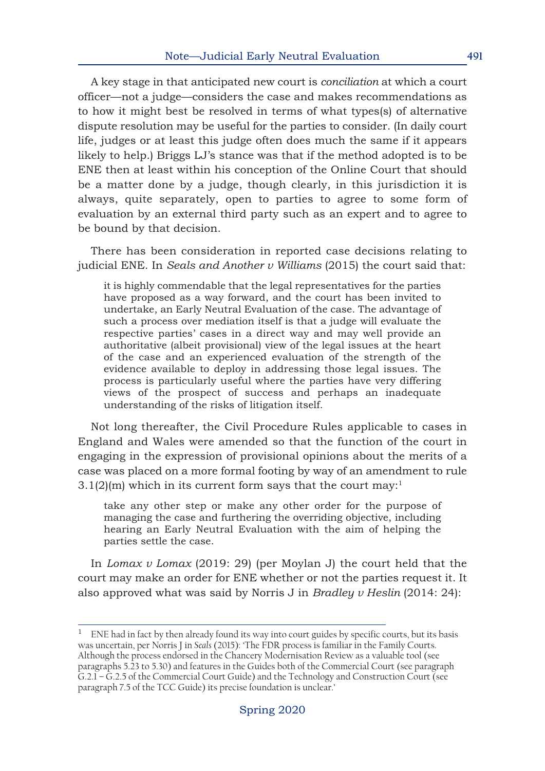A key stage in that anticipated new court is *conciliation* at which a court officer—not a judge—considers the case and makes recommendations as to how it might best be resolved in terms of what types(s) of alternative dispute resolution may be useful for the parties to consider. (In daily court life, judges or at least this judge often does much the same if it appears likely to help.) Briggs LJ's stance was that if the method adopted is to be ENE then at least within his conception of the Online Court that should be a matter done by a judge, though clearly, in this jurisdiction it is always, quite separately, open to parties to agree to some form of evaluation by an external third party such as an expert and to agree to be bound by that decision.

There has been consideration in reported case decisions relating to judicial ENE. In *Seals and Another v Williams* (2015) the court said that:

> it is highly commendable that the legal representatives for the parties have proposed as a way forward, and the court has been invited to undertake, an Early Neutral Evaluation of the case. The advantage of such a process over mediation itself is that a judge will evaluate the respective parties' cases in a direct way and may well provide an authoritative (albeit provisional) view of the legal issues at the heart of the case and an experienced evaluation of the strength of the evidence available to deploy in addressing those legal issues. The process is particularly useful where the parties have very differing views of the prospect of success and perhaps an inadequate understanding of the risks of litigation itself.

Not long thereafter, the Civil Procedure Rules applicable to cases in England and Wales were amended so that the function of the court in engaging in the expression of provisional opinions about the merits of a case was placed on a more formal footing by way of an amendment to rule 3.1(2)(m) which in its current form says that the court may:[1]

> take any other step or make any other order for the purpose of managing the case and furthering the overriding objective, including hearing an Early Neutral Evaluation with the aim of helping the parties settle the case.

In *Lomax v Lomax* (2019: 29) (per Moylan J) the court held that the court may make an order for ENE whether or not the parties request it. It also approved what was said by Norris J in *Bradley v Heslin* (2014: 24):

---

[1] ENE had in fact by then already found its way into court guides by specific courts, but its basis was uncertain, per Norris J in *Seals* (2015): 'The FDR process is familiar in the Family Courts. Although the process endorsed in the Chancery Modernisation Review as a valuable tool (see paragraphs 5.23 to 5.30) and features in the Guides both of the Commercial Court (see paragraph G.2.1 – G.2.5 of the Commercial Court Guide) and the Technology and Construction Court (see paragraph 7.5 of the TCC Guide) its precise foundation is unclear.'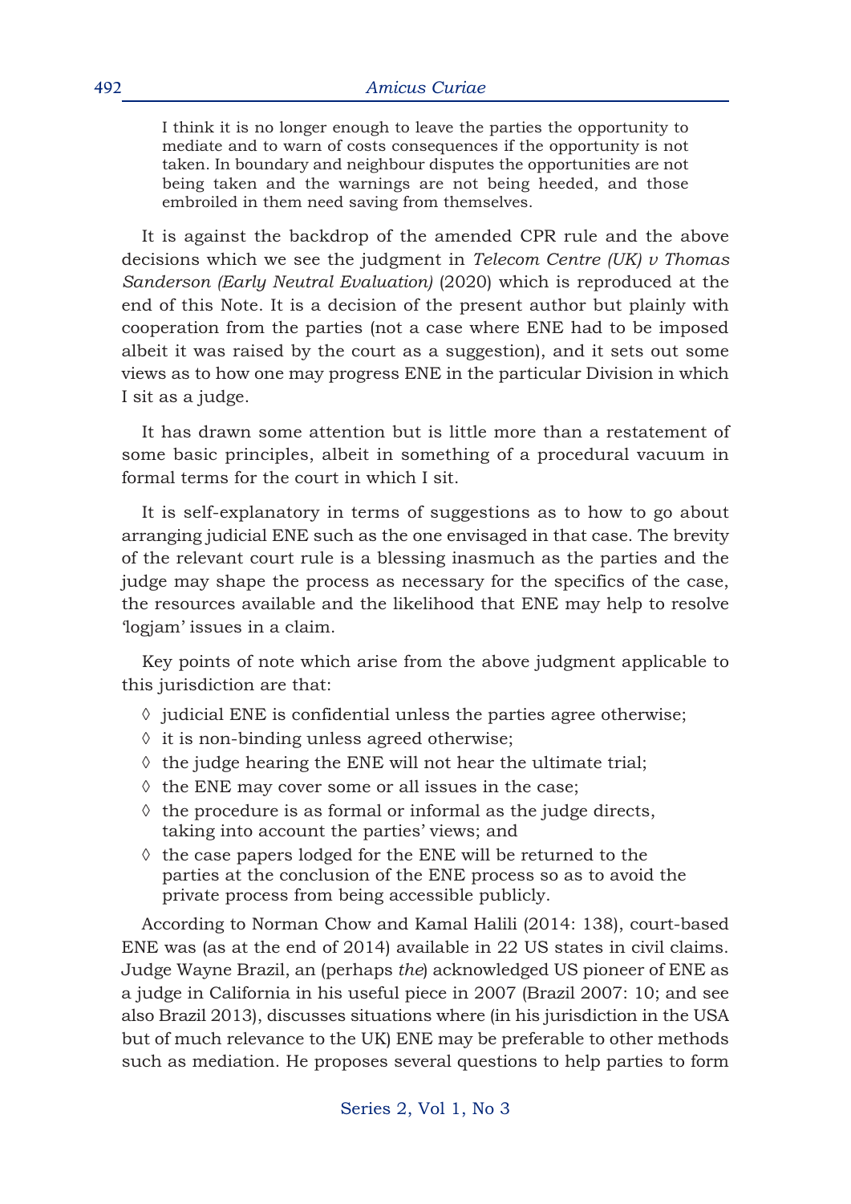> I think it is no longer enough to leave the parties the opportunity to mediate and to warn of costs consequences if the opportunity is not taken. In boundary and neighbour disputes the opportunities are not being taken and the warnings are not being heeded, and those embroiled in them need saving from themselves.

It is against the backdrop of the amended CPR rule and the above decisions which we see the judgment in *Telecom Centre (UK) v Thomas Sanderson (Early Neutral Evaluation)* (2020) which is reproduced at the end of this Note. It is a decision of the present author but plainly with cooperation from the parties (not a case where ENE had to be imposed albeit it was raised by the court as a suggestion), and it sets out some views as to how one may progress ENE in the particular Division in which I sit as a judge.

It has drawn some attention but is little more than a restatement of some basic principles, albeit in something of a procedural vacuum in formal terms for the court in which I sit.

It is self-explanatory in terms of suggestions as to how to go about arranging judicial ENE such as the one envisaged in that case. The brevity of the relevant court rule is a blessing inasmuch as the parties and the judge may shape the process as necessary for the specifics of the case, the resources available and the likelihood that ENE may help to resolve 'logjam' issues in a claim.

Key points of note which arise from the above judgment applicable to this jurisdiction are that:

- ◊ judicial ENE is confidential unless the parties agree otherwise;
- ◊ it is non-binding unless agreed otherwise;
- ◊ the judge hearing the ENE will not hear the ultimate trial;
- ◊ the ENE may cover some or all issues in the case;
- ◊ the procedure is as formal or informal as the judge directs, taking into account the parties' views; and
- ◊ the case papers lodged for the ENE will be returned to the parties at the conclusion of the ENE process so as to avoid the private process from being accessible publicly.

According to Norman Chow and Kamal Halili (2014: 138), court-based ENE was (as at the end of 2014) available in 22 US states in civil claims. Judge Wayne Brazil, an (perhaps *the*) acknowledged US pioneer of ENE as a judge in California in his useful piece in 2007 (Brazil 2007: 10; and see also Brazil 2013), discusses situations where (in his jurisdiction in the USA but of much relevance to the UK) ENE may be preferable to other methods such as mediation. He proposes several questions to help parties to form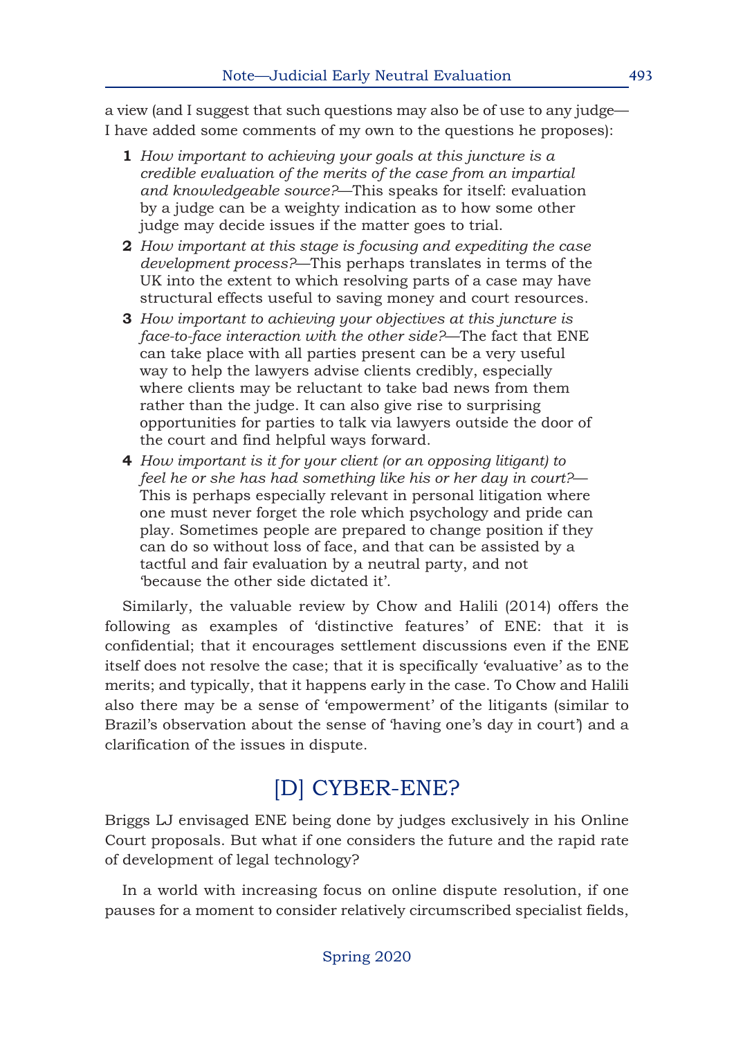a view (and I suggest that such questions may also be of use to any judge—I have added some comments of my own to the questions he proposes):

1. *How important to achieving your goals at this juncture is a credible evaluation of the merits of the case from an impartial and knowledgeable source?*—This speaks for itself: evaluation by a judge can be a weighty indication as to how some other judge may decide issues if the matter goes to trial.
2. *How important at this stage is focusing and expediting the case development process?*—This perhaps translates in terms of the UK into the extent to which resolving parts of a case may have structural effects useful to saving money and court resources.
3. *How important to achieving your objectives at this juncture is face-to-face interaction with the other side?*—The fact that ENE can take place with all parties present can be a very useful way to help the lawyers advise clients credibly, especially where clients may be reluctant to take bad news from them rather than the judge. It can also give rise to surprising opportunities for parties to talk via lawyers outside the door of the court and find helpful ways forward.
4. *How important is it for your client (or an opposing litigant) to feel he or she has had something like his or her day in court?*—This is perhaps especially relevant in personal litigation where one must never forget the role which psychology and pride can play. Sometimes people are prepared to change position if they can do so without loss of face, and that can be assisted by a tactful and fair evaluation by a neutral party, and not 'because the other side dictated it'.

Similarly, the valuable review by Chow and Halili (2014) offers the following as examples of 'distinctive features' of ENE: that it is confidential; that it encourages settlement discussions even if the ENE itself does not resolve the case; that it is specifically 'evaluative' as to the merits; and typically, that it happens early in the case. To Chow and Halili also there may be a sense of 'empowerment' of the litigants (similar to Brazil's observation about the sense of 'having one's day in court') and a clarification of the issues in dispute.

## [D] CYBER-ENE?

Briggs LJ envisaged ENE being done by judges exclusively in his Online Court proposals. But what if one considers the future and the rapid rate of development of legal technology?

In a world with increasing focus on online dispute resolution, if one pauses for a moment to consider relatively circumscribed specialist fields,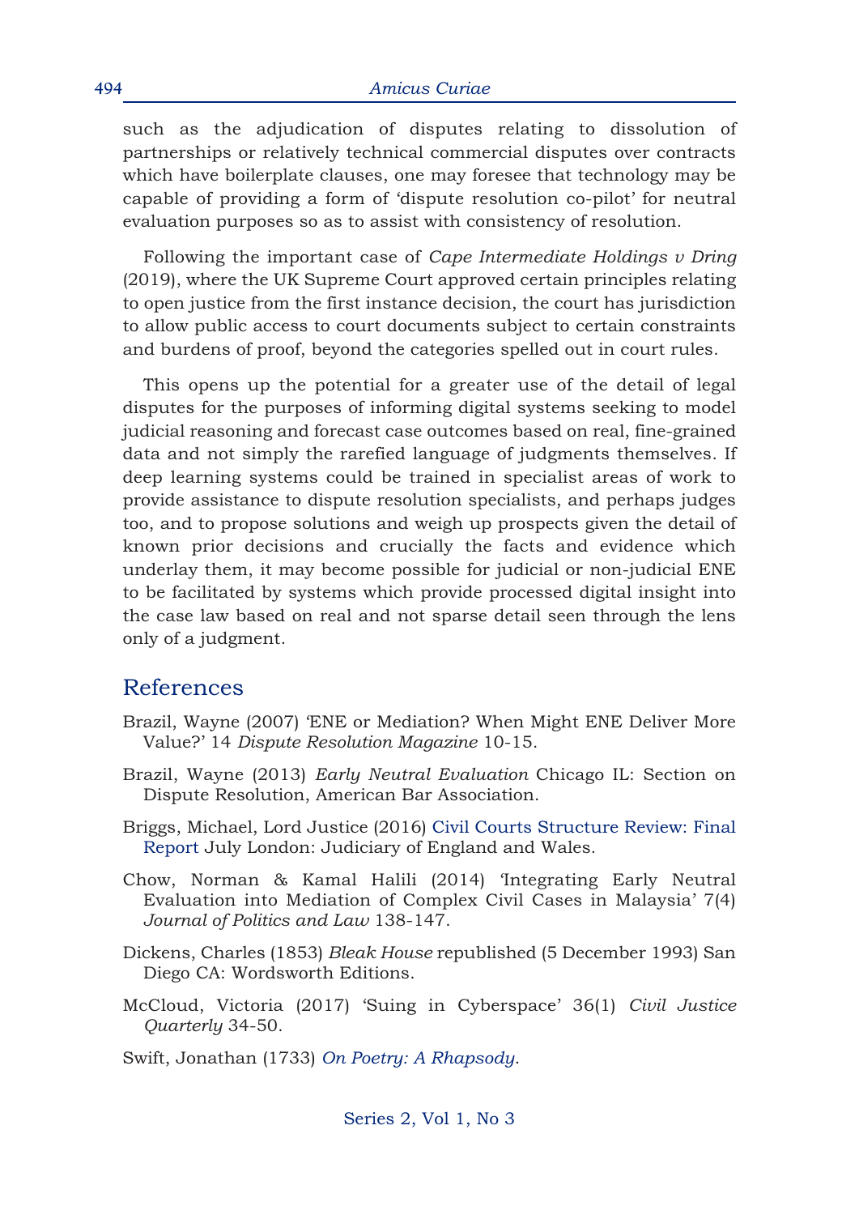such as the adjudication of disputes relating to dissolution of partnerships or relatively technical commercial disputes over contracts which have boilerplate clauses, one may foresee that technology may be capable of providing a form of 'dispute resolution co-pilot' for neutral evaluation purposes so as to assist with consistency of resolution.

Following the important case of *Cape Intermediate Holdings v Dring* (2019), where the UK Supreme Court approved certain principles relating to open justice from the first instance decision, the court has jurisdiction to allow public access to court documents subject to certain constraints and burdens of proof, beyond the categories spelled out in court rules.

This opens up the potential for a greater use of the detail of legal disputes for the purposes of informing digital systems seeking to model judicial reasoning and forecast case outcomes based on real, fine-grained data and not simply the rarefied language of judgments themselves. If deep learning systems could be trained in specialist areas of work to provide assistance to dispute resolution specialists, and perhaps judges too, and to propose solutions and weigh up prospects given the detail of known prior decisions and crucially the facts and evidence which underlay them, it may become possible for judicial or non-judicial ENE to be facilitated by systems which provide processed digital insight into the case law based on real and not sparse detail seen through the lens only of a judgment.

## References

Brazil, Wayne (2007) 'ENE or Mediation? When Might ENE Deliver More Value?' 14 *Dispute Resolution Magazine* 10-15.

Brazil, Wayne (2013) *Early Neutral Evaluation* Chicago IL: Section on Dispute Resolution, American Bar Association.

Briggs, Michael, Lord Justice (2016) Civil Courts Structure Review: Final Report July London: Judiciary of England and Wales.

Chow, Norman & Kamal Halili (2014) 'Integrating Early Neutral Evaluation into Mediation of Complex Civil Cases in Malaysia' 7(4) *Journal of Politics and Law* 138-147.

Dickens, Charles (1853) *Bleak House* republished (5 December 1993) San Diego CA: Wordsworth Editions.

McCloud, Victoria (2017) 'Suing in Cyberspace' 36(1) *Civil Justice Quarterly* 34-50.

Swift, Jonathan (1733) *On Poetry: A Rhapsody*.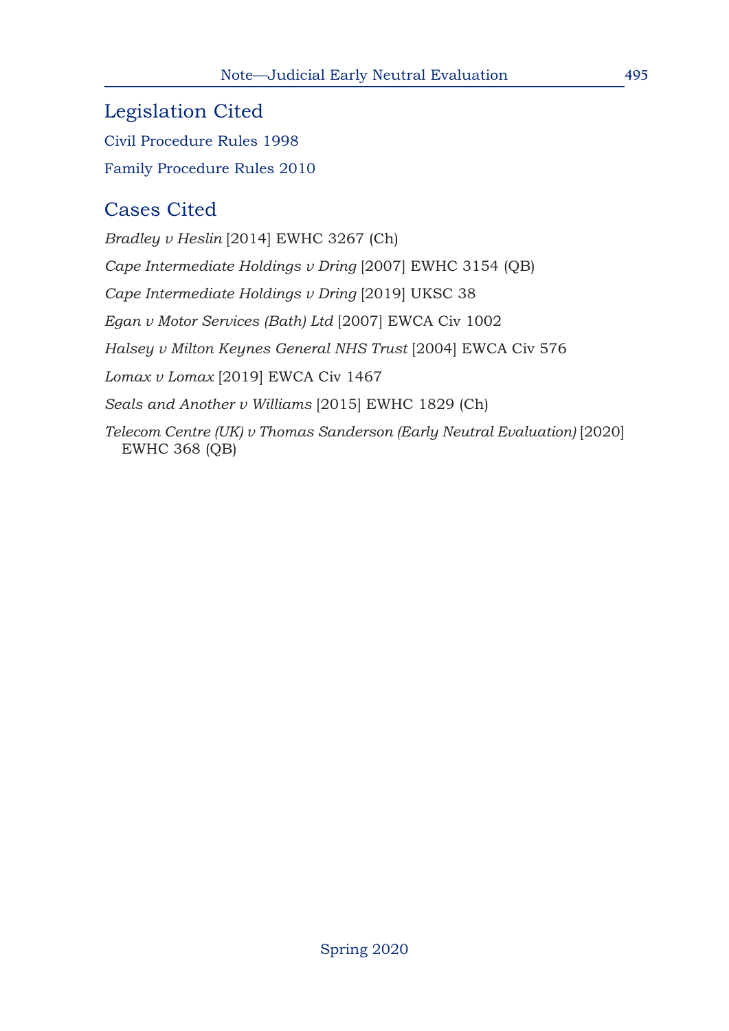## Legislation Cited

Civil Procedure Rules 1998

Family Procedure Rules 2010

## Cases Cited

*Bradley v Heslin* [2014] EWHC 3267 (Ch)

*Cape Intermediate Holdings v Dring* [2007] EWHC 3154 (QB)

*Cape Intermediate Holdings v Dring* [2019] UKSC 38

*Egan v Motor Services (Bath) Ltd* [2007] EWCA Civ 1002

*Halsey v Milton Keynes General NHS Trust* [2004] EWCA Civ 576

*Lomax v Lomax* [2019] EWCA Civ 1467

*Seals and Another v Williams* [2015] EWHC 1829 (Ch)

*Telecom Centre (UK) v Thomas Sanderson (Early Neutral Evaluation)* [2020] EWHC 368 (QB)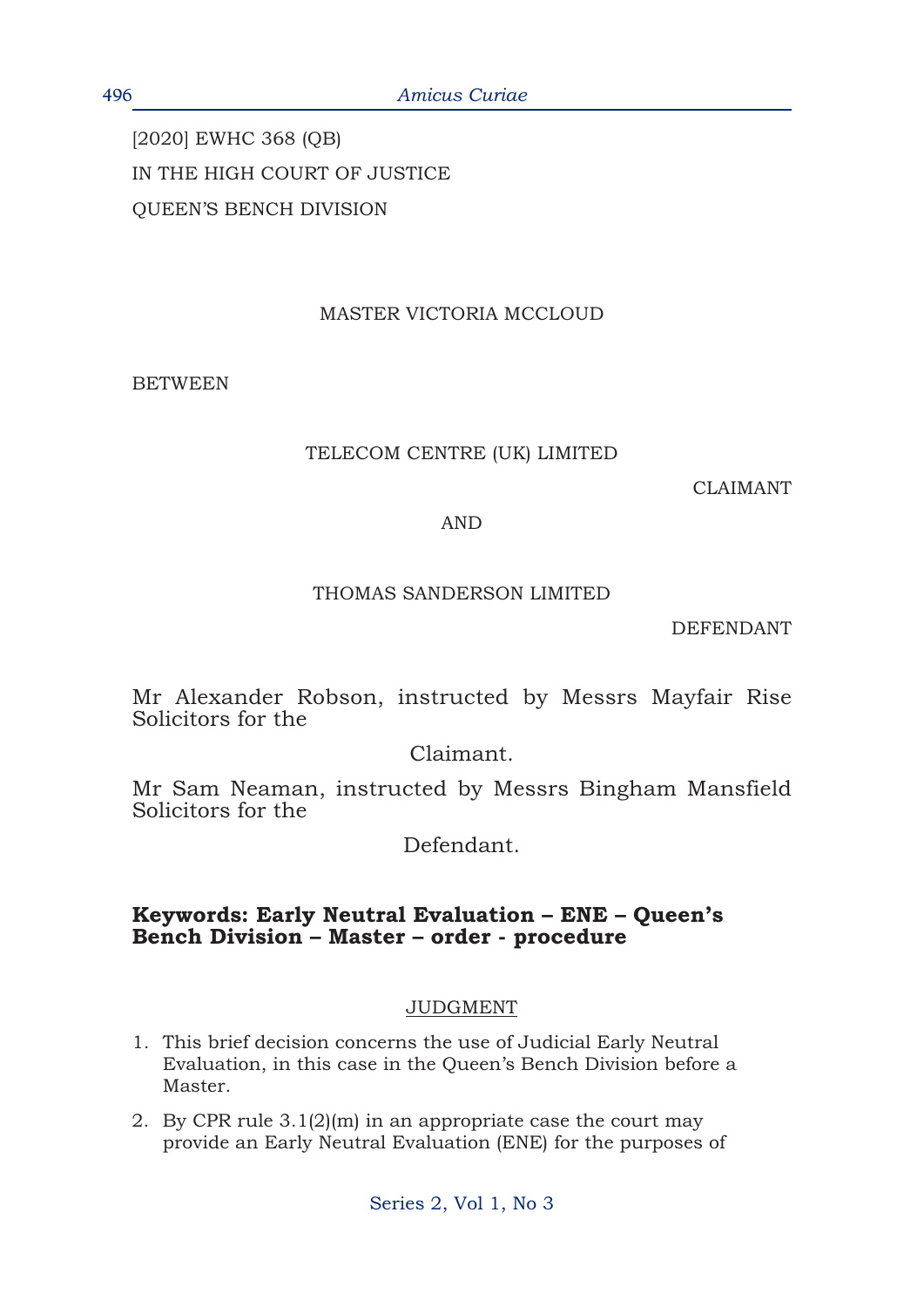[2020] EWHC 368 (QB)

IN THE HIGH COURT OF JUSTICE

QUEEN'S BENCH DIVISION

MASTER VICTORIA MCCLOUD

BETWEEN

TELECOM CENTRE (UK) LIMITED

CLAIMANT

AND

THOMAS SANDERSON LIMITED

DEFENDANT

Mr Alexander Robson, instructed by Messrs Mayfair Rise Solicitors for the Claimant.

Mr Sam Neaman, instructed by Messrs Bingham Mansfield Solicitors for the Defendant.

**Keywords: Early Neutral Evaluation – ENE – Queen's Bench Division – Master – order - procedure**

JUDGMENT

1. This brief decision concerns the use of Judicial Early Neutral Evaluation, in this case in the Queen's Bench Division before a Master.
2. By CPR rule 3.1(2)(m) in an appropriate case the court may provide an Early Neutral Evaluation (ENE) for the purposes of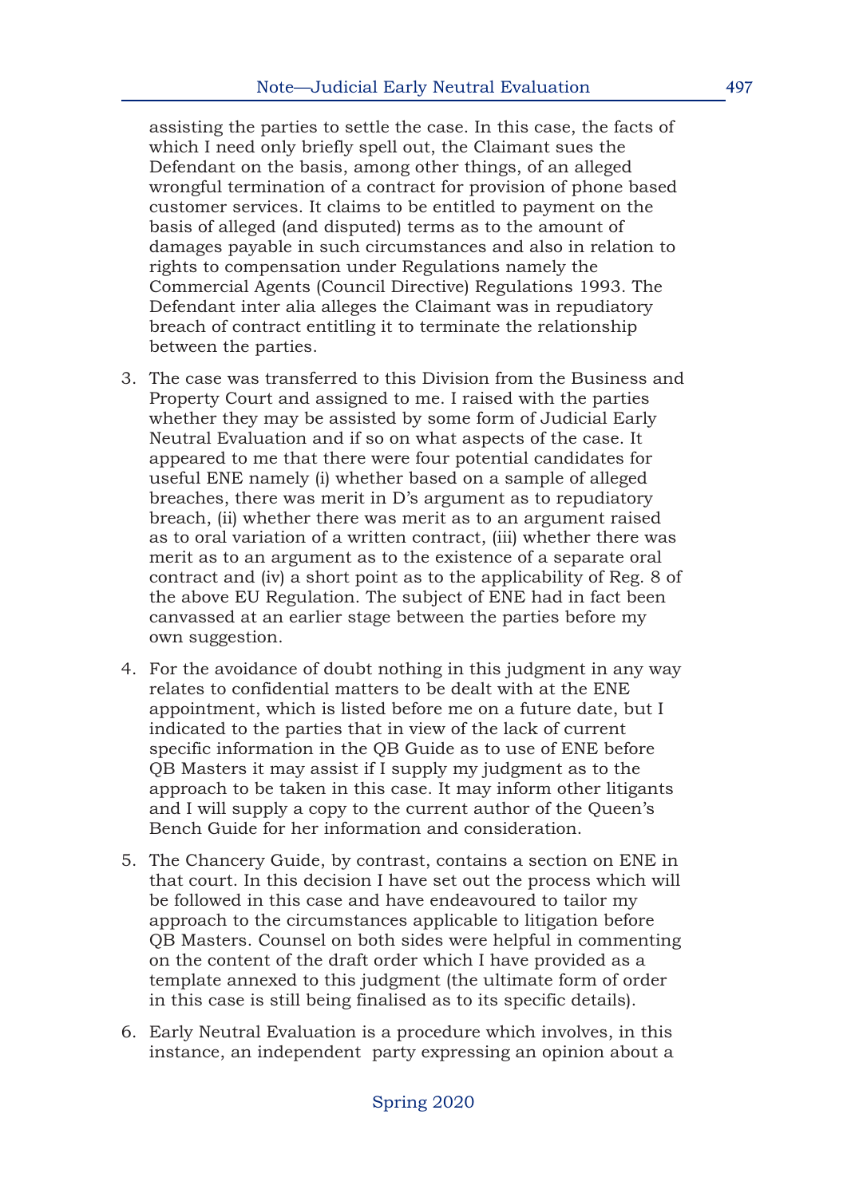assisting the parties to settle the case. In this case, the facts of which I need only briefly spell out, the Claimant sues the Defendant on the basis, among other things, of an alleged wrongful termination of a contract for provision of phone based customer services. It claims to be entitled to payment on the basis of alleged (and disputed) terms as to the amount of damages payable in such circumstances and also in relation to rights to compensation under Regulations namely the Commercial Agents (Council Directive) Regulations 1993. The Defendant inter alia alleges the Claimant was in repudiatory breach of contract entitling it to terminate the relationship between the parties.

3. The case was transferred to this Division from the Business and Property Court and assigned to me. I raised with the parties whether they may be assisted by some form of Judicial Early Neutral Evaluation and if so on what aspects of the case. It appeared to me that there were four potential candidates for useful ENE namely (i) whether based on a sample of alleged breaches, there was merit in D's argument as to repudiatory breach, (ii) whether there was merit as to an argument raised as to oral variation of a written contract, (iii) whether there was merit as to an argument as to the existence of a separate oral contract and (iv) a short point as to the applicability of Reg. 8 of the above EU Regulation. The subject of ENE had in fact been canvassed at an earlier stage between the parties before my own suggestion.

4. For the avoidance of doubt nothing in this judgment in any way relates to confidential matters to be dealt with at the ENE appointment, which is listed before me on a future date, but I indicated to the parties that in view of the lack of current specific information in the QB Guide as to use of ENE before QB Masters it may assist if I supply my judgment as to the approach to be taken in this case. It may inform other litigants and I will supply a copy to the current author of the Queen's Bench Guide for her information and consideration.

5. The Chancery Guide, by contrast, contains a section on ENE in that court. In this decision I have set out the process which will be followed in this case and have endeavoured to tailor my approach to the circumstances applicable to litigation before QB Masters. Counsel on both sides were helpful in commenting on the content of the draft order which I have provided as a template annexed to this judgment (the ultimate form of order in this case is still being finalised as to its specific details).

6. Early Neutral Evaluation is a procedure which involves, in this instance, an independent party expressing an opinion about a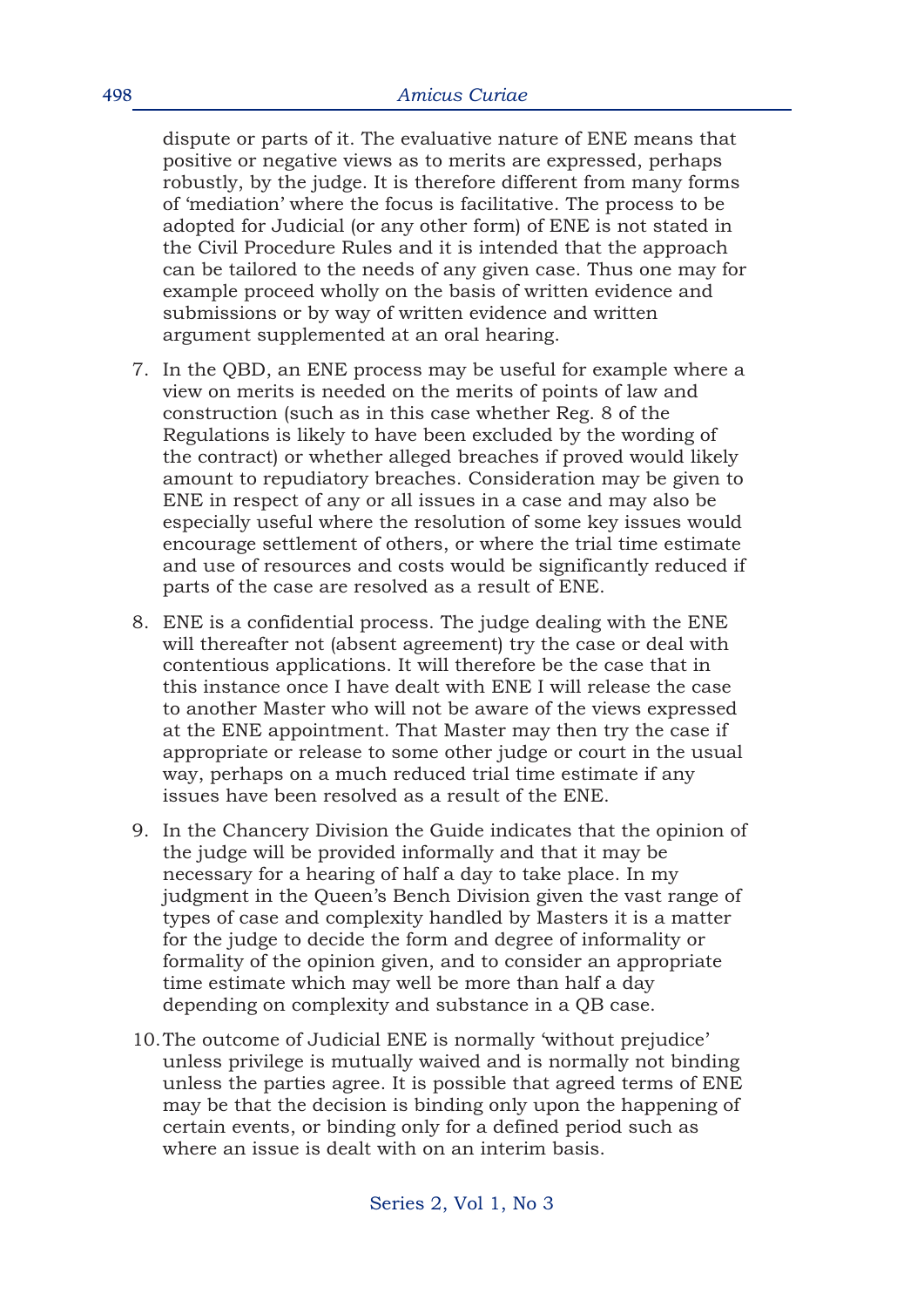dispute or parts of it. The evaluative nature of ENE means that positive or negative views as to merits are expressed, perhaps robustly, by the judge. It is therefore different from many forms of 'mediation' where the focus is facilitative. The process to be adopted for Judicial (or any other form) of ENE is not stated in the Civil Procedure Rules and it is intended that the approach can be tailored to the needs of any given case. Thus one may for example proceed wholly on the basis of written evidence and submissions or by way of written evidence and written argument supplemented at an oral hearing.

7. In the QBD, an ENE process may be useful for example where a view on merits is needed on the merits of points of law and construction (such as in this case whether Reg. 8 of the Regulations is likely to have been excluded by the wording of the contract) or whether alleged breaches if proved would likely amount to repudiatory breaches. Consideration may be given to ENE in respect of any or all issues in a case and may also be especially useful where the resolution of some key issues would encourage settlement of others, or where the trial time estimate and use of resources and costs would be significantly reduced if parts of the case are resolved as a result of ENE.

8. ENE is a confidential process. The judge dealing with the ENE will thereafter not (absent agreement) try the case or deal with contentious applications. It will therefore be the case that in this instance once I have dealt with ENE I will release the case to another Master who will not be aware of the views expressed at the ENE appointment. That Master may then try the case if appropriate or release to some other judge or court in the usual way, perhaps on a much reduced trial time estimate if any issues have been resolved as a result of the ENE.

9. In the Chancery Division the Guide indicates that the opinion of the judge will be provided informally and that it may be necessary for a hearing of half a day to take place. In my judgment in the Queen's Bench Division given the vast range of types of case and complexity handled by Masters it is a matter for the judge to decide the form and degree of informality or formality of the opinion given, and to consider an appropriate time estimate which may well be more than half a day depending on complexity and substance in a QB case.

10. The outcome of Judicial ENE is normally 'without prejudice' unless privilege is mutually waived and is normally not binding unless the parties agree. It is possible that agreed terms of ENE may be that the decision is binding only upon the happening of certain events, or binding only for a defined period such as where an issue is dealt with on an interim basis.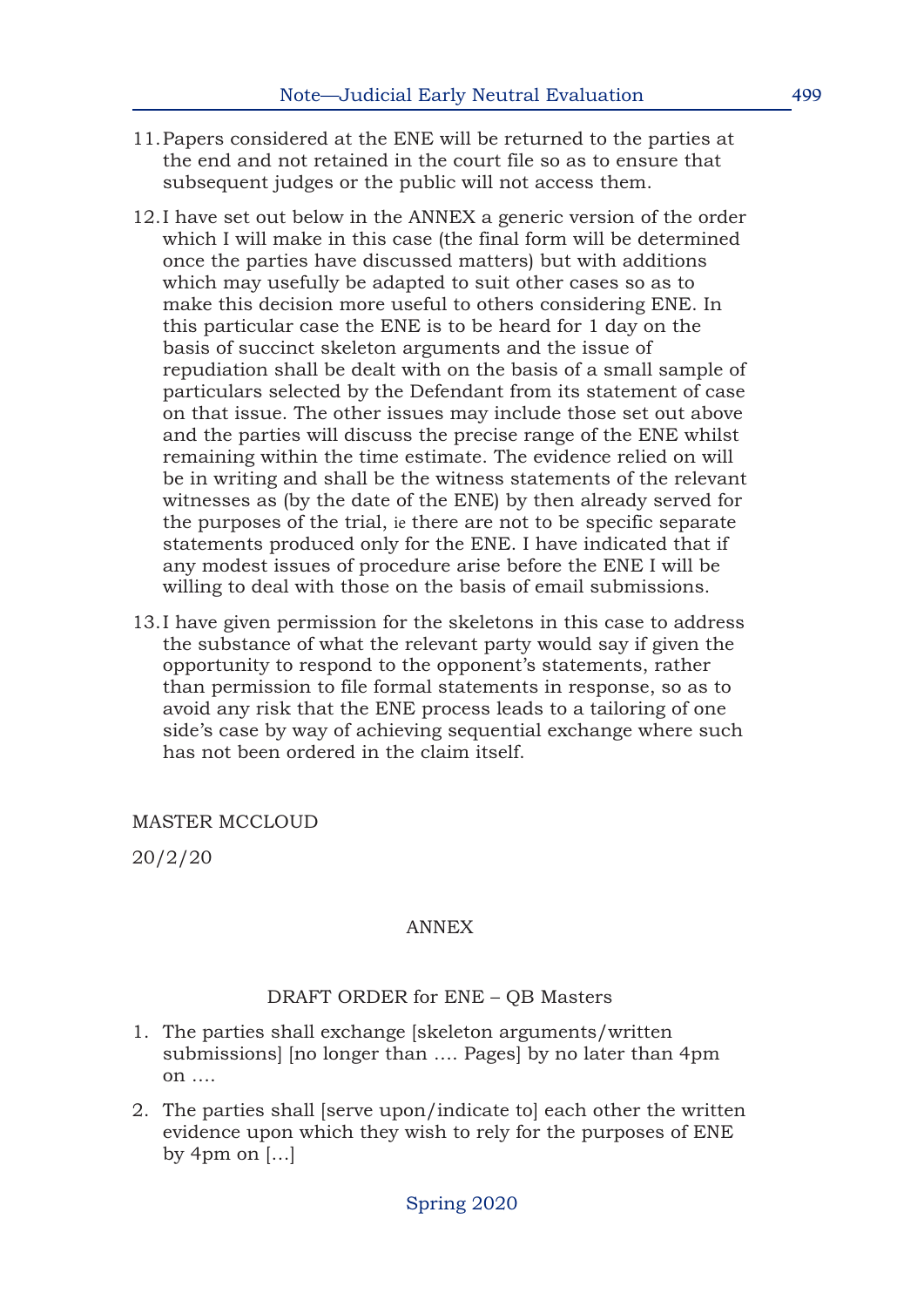11. Papers considered at the ENE will be returned to the parties at the end and not retained in the court file so as to ensure that subsequent judges or the public will not access them.

12. I have set out below in the ANNEX a generic version of the order which I will make in this case (the final form will be determined once the parties have discussed matters) but with additions which may usefully be adapted to suit other cases so as to make this decision more useful to others considering ENE. In this particular case the ENE is to be heard for 1 day on the basis of succinct skeleton arguments and the issue of repudiation shall be dealt with on the basis of a small sample of particulars selected by the Defendant from its statement of case on that issue. The other issues may include those set out above and the parties will discuss the precise range of the ENE whilst remaining within the time estimate. The evidence relied on will be in writing and shall be the witness statements of the relevant witnesses as (by the date of the ENE) by then already served for the purposes of the trial, ie there are not to be specific separate statements produced only for the ENE. I have indicated that if any modest issues of procedure arise before the ENE I will be willing to deal with those on the basis of email submissions.

13. I have given permission for the skeletons in this case to address the substance of what the relevant party would say if given the opportunity to respond to the opponent's statements, rather than permission to file formal statements in response, so as to avoid any risk that the ENE process leads to a tailoring of one side's case by way of achieving sequential exchange where such has not been ordered in the claim itself.

MASTER MCCLOUD

20/2/20

## ANNEX

### DRAFT ORDER for ENE – QB Masters

1. The parties shall exchange [skeleton arguments/written submissions] [no longer than …. Pages] by no later than 4pm on ….

2. The parties shall [serve upon/indicate to] each other the written evidence upon which they wish to rely for the purposes of ENE by 4pm on […]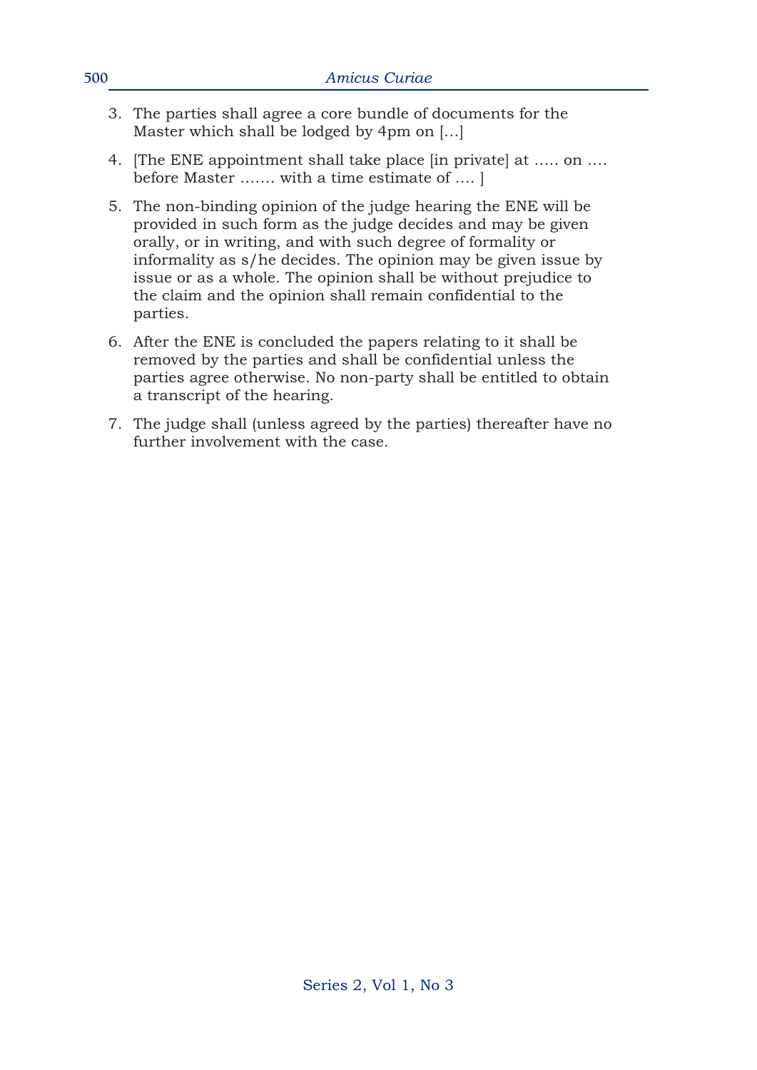3. The parties shall agree a core bundle of documents for the Master which shall be lodged by 4pm on […]

4. [The ENE appointment shall take place [in private] at ….. on …. before Master ……. with a time estimate of …. ]

5. The non-binding opinion of the judge hearing the ENE will be provided in such form as the judge decides and may be given orally, or in writing, and with such degree of formality or informality as s/he decides. The opinion may be given issue by issue or as a whole. The opinion shall be without prejudice to the claim and the opinion shall remain confidential to the parties.

6. After the ENE is concluded the papers relating to it shall be removed by the parties and shall be confidential unless the parties agree otherwise. No non-party shall be entitled to obtain a transcript of the hearing.

7. The judge shall (unless agreed by the parties) thereafter have no further involvement with the case.